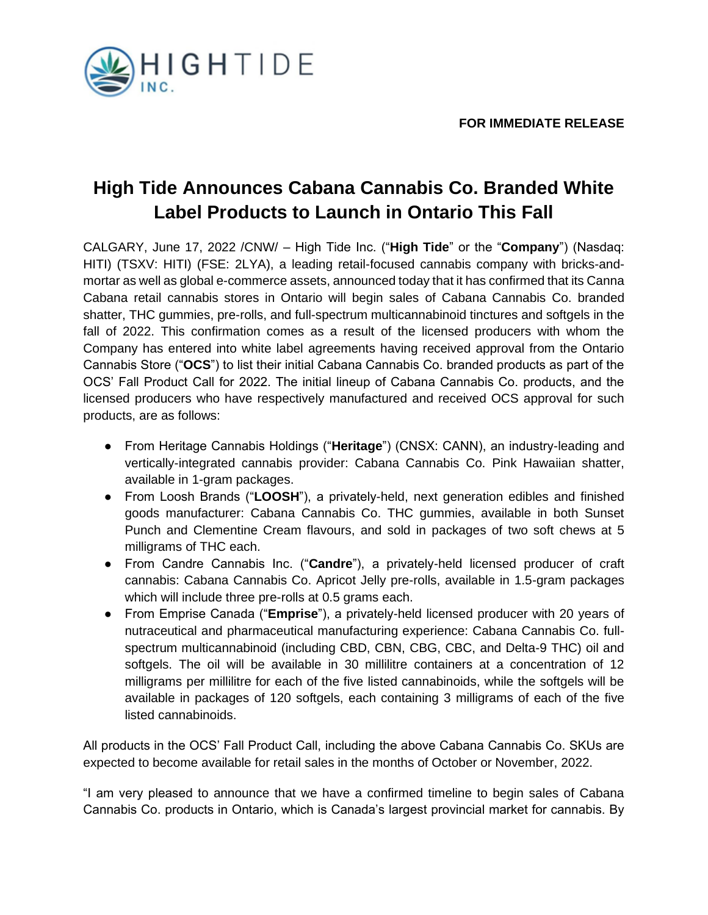**FOR IMMEDIATE RELEASE**

# High Tide Announces Cabana Cannabis Co. Branded White Label Products to Launch in Ontario This Fall

CALGARY, June 17, 2022 /CNW/ – High Tide Inc. ("**High Tide**" or the "**Company**") (Nasdaq: HITI) (TSXV: HITI) (FSE: 2LYA), a leading retail-focused cannabis company with bricks-and-mortar as well as global e-commerce assets, announced today that it has confirmed that its Canna Cabana retail cannabis stores in Ontario will begin sales of Cabana Cannabis Co. branded shatter, THC gummies, pre-rolls, and full-spectrum multicannabinoid tinctures and softgels in the fall of 2022. This confirmation comes as a result of the licensed producers with whom the Company has entered into white label agreements having received approval from the Ontario Cannabis Store ("**OCS**") to list their initial Cabana Cannabis Co. branded products as part of the OCS' Fall Product Call for 2022. The initial lineup of Cabana Cannabis Co. products, and the licensed producers who have respectively manufactured and received OCS approval for such products, are as follows:

- From Heritage Cannabis Holdings ("**Heritage**") (CNSX: CANN), an industry-leading and vertically-integrated cannabis provider: Cabana Cannabis Co. Pink Hawaiian shatter, available in 1-gram packages.
- From Loosh Brands ("**LOOSH**"), a privately-held, next generation edibles and finished goods manufacturer: Cabana Cannabis Co. THC gummies, available in both Sunset Punch and Clementine Cream flavours, and sold in packages of two soft chews at 5 milligrams of THC each.
- From Candre Cannabis Inc. ("**Candre**"), a privately-held licensed producer of craft cannabis: Cabana Cannabis Co. Apricot Jelly pre-rolls, available in 1.5-gram packages which will include three pre-rolls at 0.5 grams each.
- From Emprise Canada ("**Emprise**"), a privately-held licensed producer with 20 years of nutraceutical and pharmaceutical manufacturing experience: Cabana Cannabis Co. full-spectrum multicannabinoid (including CBD, CBN, CBG, CBC, and Delta-9 THC) oil and softgels. The oil will be available in 30 millilitre containers at a concentration of 12 milligrams per millilitre for each of the five listed cannabinoids, while the softgels will be available in packages of 120 softgels, each containing 3 milligrams of each of the five listed cannabinoids.

All products in the OCS' Fall Product Call, including the above Cabana Cannabis Co. SKUs are expected to become available for retail sales in the months of October or November, 2022.

"I am very pleased to announce that we have a confirmed timeline to begin sales of Cabana Cannabis Co. products in Ontario, which is Canada's largest provincial market for cannabis. By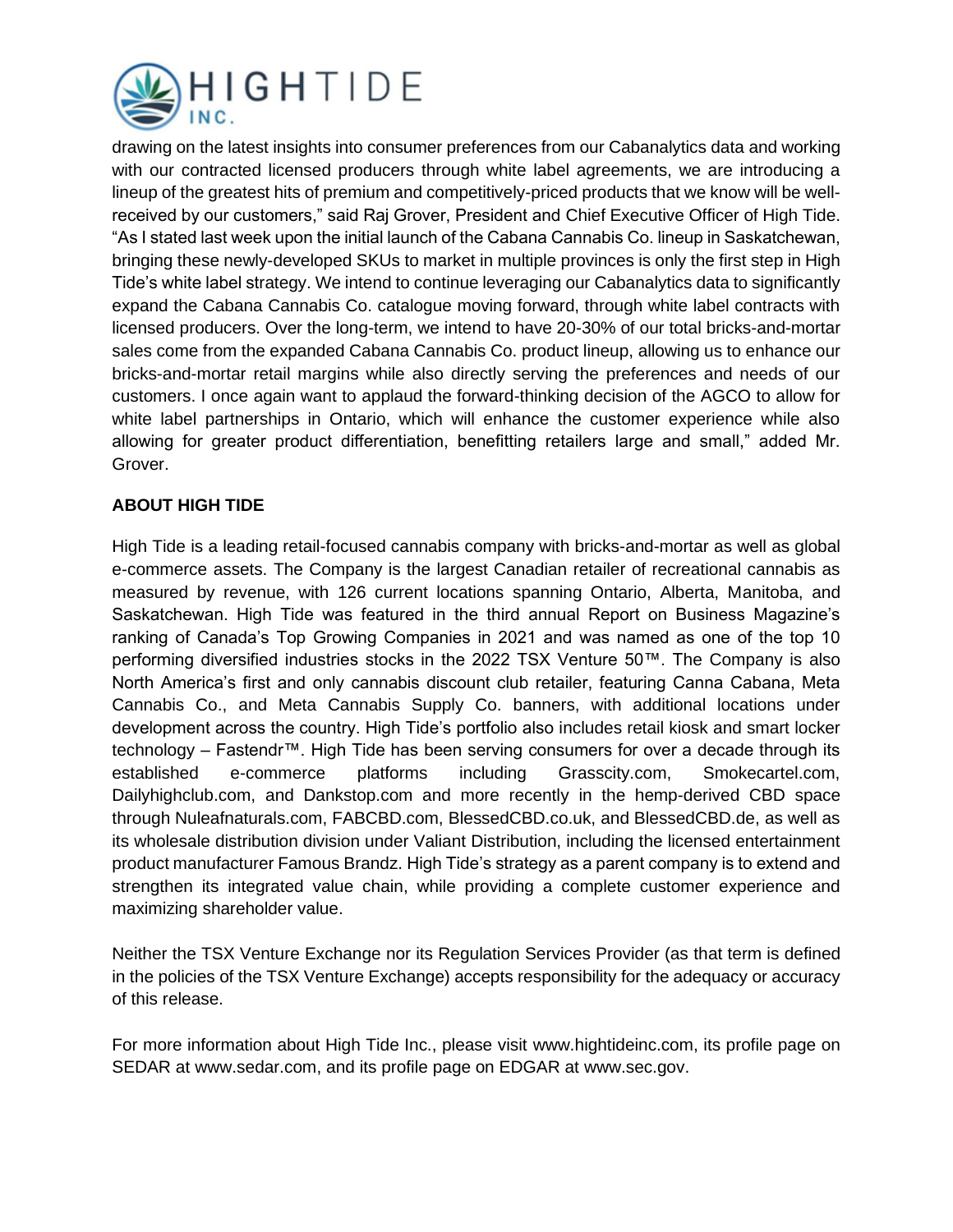drawing on the latest insights into consumer preferences from our Cabanalytics data and working with our contracted licensed producers through white label agreements, we are introducing a lineup of the greatest hits of premium and competitively-priced products that we know will be well-received by our customers," said Raj Grover, President and Chief Executive Officer of High Tide. "As I stated last week upon the initial launch of the Cabana Cannabis Co. lineup in Saskatchewan, bringing these newly-developed SKUs to market in multiple provinces is only the first step in High Tide's white label strategy. We intend to continue leveraging our Cabanalytics data to significantly expand the Cabana Cannabis Co. catalogue moving forward, through white label contracts with licensed producers. Over the long-term, we intend to have 20-30% of our total bricks-and-mortar sales come from the expanded Cabana Cannabis Co. product lineup, allowing us to enhance our bricks-and-mortar retail margins while also directly serving the preferences and needs of our customers. I once again want to applaud the forward-thinking decision of the AGCO to allow for white label partnerships in Ontario, which will enhance the customer experience while also allowing for greater product differentiation, benefitting retailers large and small," added Mr. Grover.

**ABOUT HIGH TIDE**

High Tide is a leading retail-focused cannabis company with bricks-and-mortar as well as global e-commerce assets. The Company is the largest Canadian retailer of recreational cannabis as measured by revenue, with 126 current locations spanning Ontario, Alberta, Manitoba, and Saskatchewan. High Tide was featured in the third annual Report on Business Magazine's ranking of Canada's Top Growing Companies in 2021 and was named as one of the top 10 performing diversified industries stocks in the 2022 TSX Venture 50™. The Company is also North America's first and only cannabis discount club retailer, featuring Canna Cabana, Meta Cannabis Co., and Meta Cannabis Supply Co. banners, with additional locations under development across the country. High Tide's portfolio also includes retail kiosk and smart locker technology – Fastendr™. High Tide has been serving consumers for over a decade through its established e-commerce platforms including Grasscity.com, Smokecartel.com, Dailyhighclub.com, and Dankstop.com and more recently in the hemp-derived CBD space through Nuleafnaturals.com, FABCBD.com, BlessedCBD.co.uk, and BlessedCBD.de, as well as its wholesale distribution division under Valiant Distribution, including the licensed entertainment product manufacturer Famous Brandz. High Tide's strategy as a parent company is to extend and strengthen its integrated value chain, while providing a complete customer experience and maximizing shareholder value.

Neither the TSX Venture Exchange nor its Regulation Services Provider (as that term is defined in the policies of the TSX Venture Exchange) accepts responsibility for the adequacy or accuracy of this release.

For more information about High Tide Inc., please visit www.hightideinc.com, its profile page on SEDAR at www.sedar.com, and its profile page on EDGAR at www.sec.gov.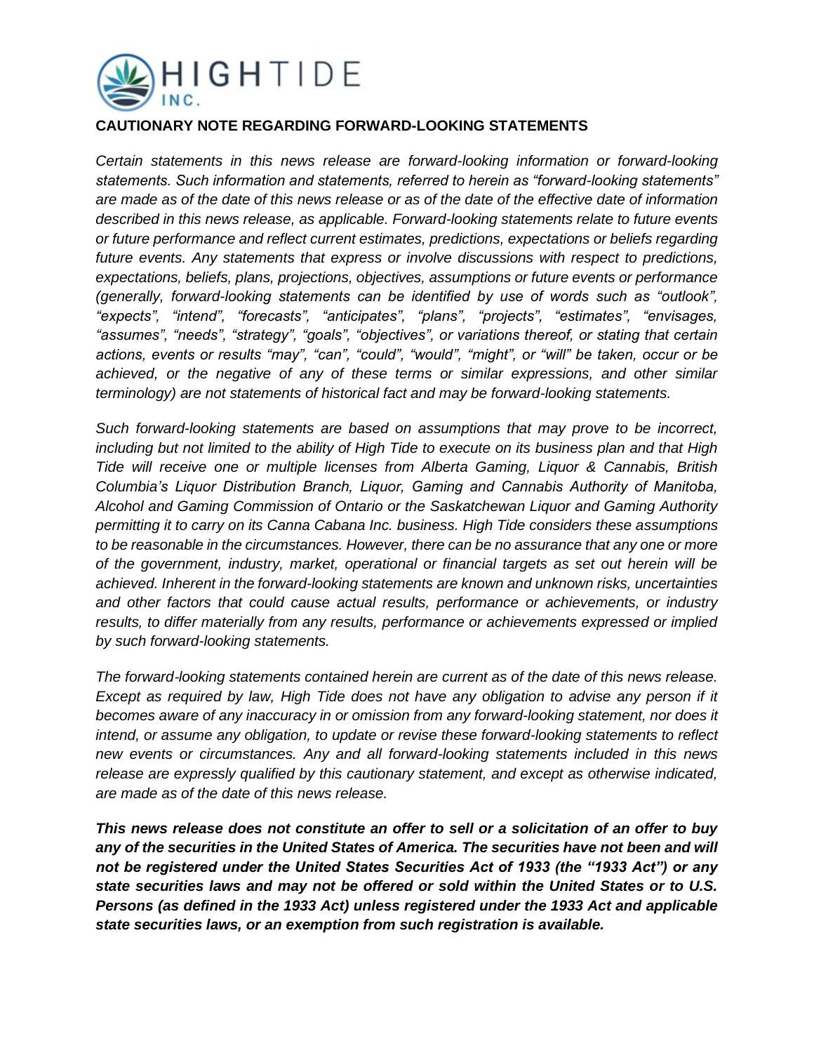## CAUTIONARY NOTE REGARDING FORWARD-LOOKING STATEMENTS

*Certain statements in this news release are forward-looking information or forward-looking statements. Such information and statements, referred to herein as "forward-looking statements" are made as of the date of this news release or as of the date of the effective date of information described in this news release, as applicable. Forward-looking statements relate to future events or future performance and reflect current estimates, predictions, expectations or beliefs regarding future events. Any statements that express or involve discussions with respect to predictions, expectations, beliefs, plans, projections, objectives, assumptions or future events or performance (generally, forward-looking statements can be identified by use of words such as "outlook", "expects", "intend", "forecasts", "anticipates", "plans", "projects", "estimates", "envisages, "assumes", "needs", "strategy", "goals", "objectives", or variations thereof, or stating that certain actions, events or results "may", "can", "could", "would", "might", or "will" be taken, occur or be achieved, or the negative of any of these terms or similar expressions, and other similar terminology) are not statements of historical fact and may be forward-looking statements.*

*Such forward-looking statements are based on assumptions that may prove to be incorrect, including but not limited to the ability of High Tide to execute on its business plan and that High Tide will receive one or multiple licenses from Alberta Gaming, Liquor & Cannabis, British Columbia's Liquor Distribution Branch, Liquor, Gaming and Cannabis Authority of Manitoba, Alcohol and Gaming Commission of Ontario or the Saskatchewan Liquor and Gaming Authority permitting it to carry on its Canna Cabana Inc. business. High Tide considers these assumptions to be reasonable in the circumstances. However, there can be no assurance that any one or more of the government, industry, market, operational or financial targets as set out herein will be achieved. Inherent in the forward-looking statements are known and unknown risks, uncertainties and other factors that could cause actual results, performance or achievements, or industry results, to differ materially from any results, performance or achievements expressed or implied by such forward-looking statements.*

*The forward-looking statements contained herein are current as of the date of this news release. Except as required by law, High Tide does not have any obligation to advise any person if it becomes aware of any inaccuracy in or omission from any forward-looking statement, nor does it intend, or assume any obligation, to update or revise these forward-looking statements to reflect new events or circumstances. Any and all forward-looking statements included in this news release are expressly qualified by this cautionary statement, and except as otherwise indicated, are made as of the date of this news release.*

***This news release does not constitute an offer to sell or a solicitation of an offer to buy any of the securities in the United States of America. The securities have not been and will not be registered under the United States Securities Act of 1933 (the "1933 Act") or any state securities laws and may not be offered or sold within the United States or to U.S. Persons (as defined in the 1933 Act) unless registered under the 1933 Act and applicable state securities laws, or an exemption from such registration is available.***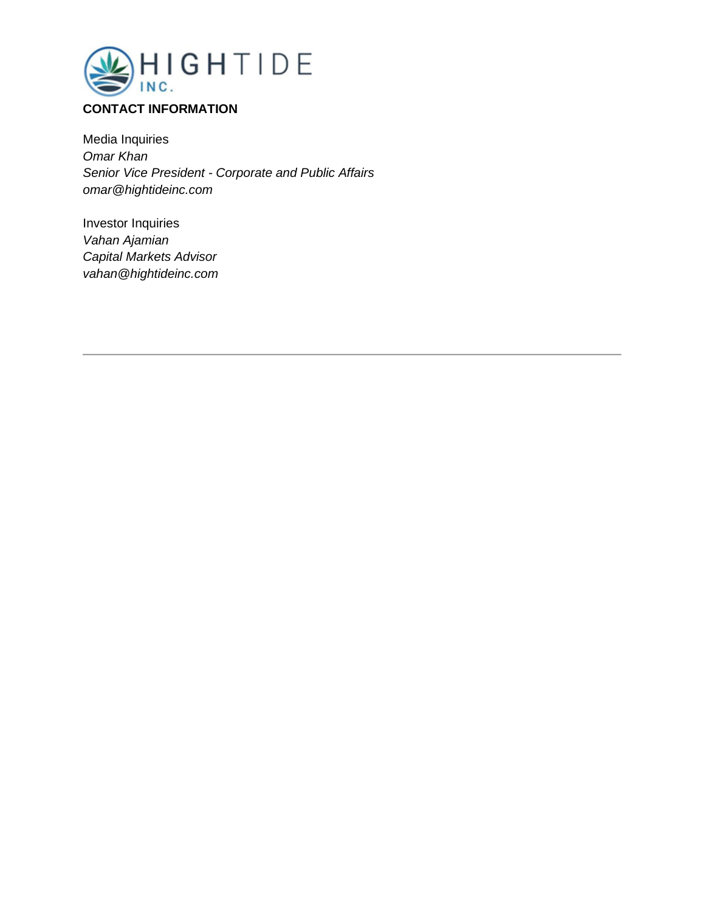**CONTACT INFORMATION**

Media Inquiries
*Omar Khan*
*Senior Vice President - Corporate and Public Affairs*
*omar@hightideinc.com*

Investor Inquiries
*Vahan Ajamian*
*Capital Markets Advisor*
*vahan@hightideinc.com*